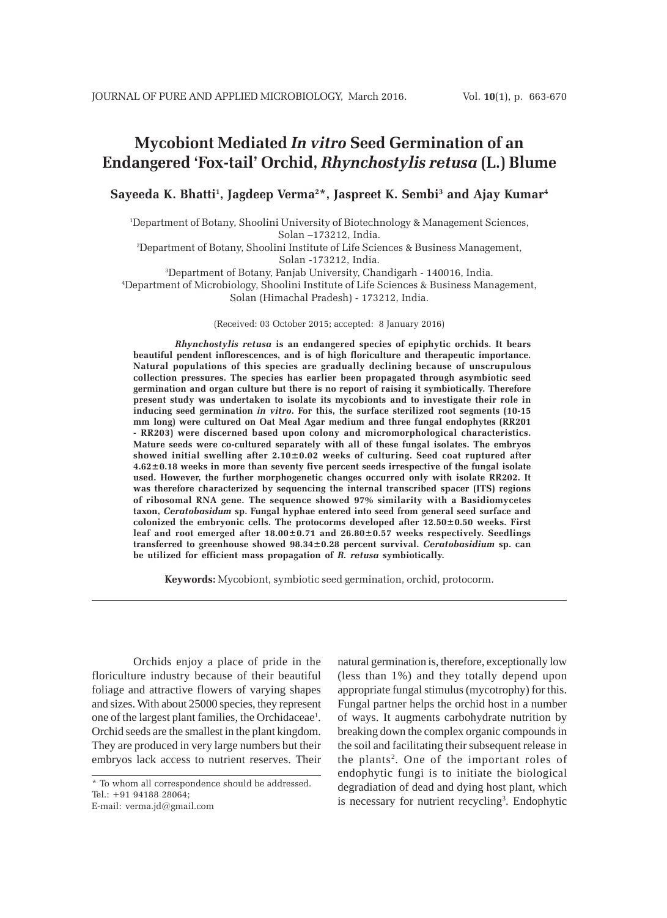# Mycobiont Mediated *In vitro* Seed Germination of an Endangered 'Fox-tail' Orchid, *Rhynchostylis retusa* (L.) Blume

**Sayeeda K. Bhatti[1], Jagdeep Verma[2]*, Jaspreet K. Sembi[3] and Ajay Kumar[4]**

[1]Department of Botany, Shoolini University of Biotechnology & Management Sciences, Solan –173212, India.
[2]Department of Botany, Shoolini Institute of Life Sciences & Business Management, Solan -173212, India.
[3]Department of Botany, Panjab University, Chandigarh - 140016, India.
[4]Department of Microbiology, Shoolini Institute of Life Sciences & Business Management, Solan (Himachal Pradesh) - 173212, India.

(Received: 03 October 2015; accepted: 8 January 2016)

***Rhynchostylis retusa*** **is an endangered species of epiphytic orchids. It bears beautiful pendent inflorescences, and is of high floriculture and therapeutic importance. Natural populations of this species are gradually declining because of unscrupulous collection pressures. The species has earlier been propagated through asymbiotic seed germination and organ culture but there is no report of raising it symbiotically. Therefore present study was undertaken to isolate its mycobionts and to investigate their role in inducing seed germination *in vitro*. For this, the surface sterilized root segments (10-15 mm long) were cultured on Oat Meal Agar medium and three fungal endophytes (RR201 - RR203) were discerned based upon colony and micromorphological characteristics. Mature seeds were co-cultured separately with all of these fungal isolates. The embryos showed initial swelling after 2.10±0.02 weeks of culturing. Seed coat ruptured after 4.62±0.18 weeks in more than seventy five percent seeds irrespective of the fungal isolate used. However, the further morphogenetic changes occurred only with isolate RR202. It was therefore characterized by sequencing the internal transcribed spacer (ITS) regions of ribosomal RNA gene. The sequence showed 97% similarity with a Basidiomycetes taxon, *Ceratobasidum* sp. Fungal hyphae entered into seed from general seed surface and colonized the embryonic cells. The protocorms developed after 12.50±0.50 weeks. First leaf and root emerged after 18.00±0.71 and 26.80±0.57 weeks respectively. Seedlings transferred to greenhouse showed 98.34±0.28 percent survival. *Ceratobasidium* sp. can be utilized for efficient mass propagation of *R. retusa* symbiotically.**

**Keywords:** Mycobiont, symbiotic seed germination, orchid, protocorm.

---

Orchids enjoy a place of pride in the floriculture industry because of their beautiful foliage and attractive flowers of varying shapes and sizes. With about 25000 species, they represent one of the largest plant families, the Orchidaceae[1]. Orchid seeds are the smallest in the plant kingdom. They are produced in very large numbers but their embryos lack access to nutrient reserves. Their natural germination is, therefore, exceptionally low (less than 1%) and they totally depend upon appropriate fungal stimulus (mycotrophy) for this. Fungal partner helps the orchid host in a number of ways. It augments carbohydrate nutrition by breaking down the complex organic compounds in the soil and facilitating their subsequent release in the plants[2]. One of the important roles of endophytic fungi is to initiate the biological degradiation of dead and dying host plant, which is necessary for nutrient recycling[3]. Endophytic

\* To whom all correspondence should be addressed.
Tel.: +91 94188 28064;
E-mail: verma.jd@gmail.com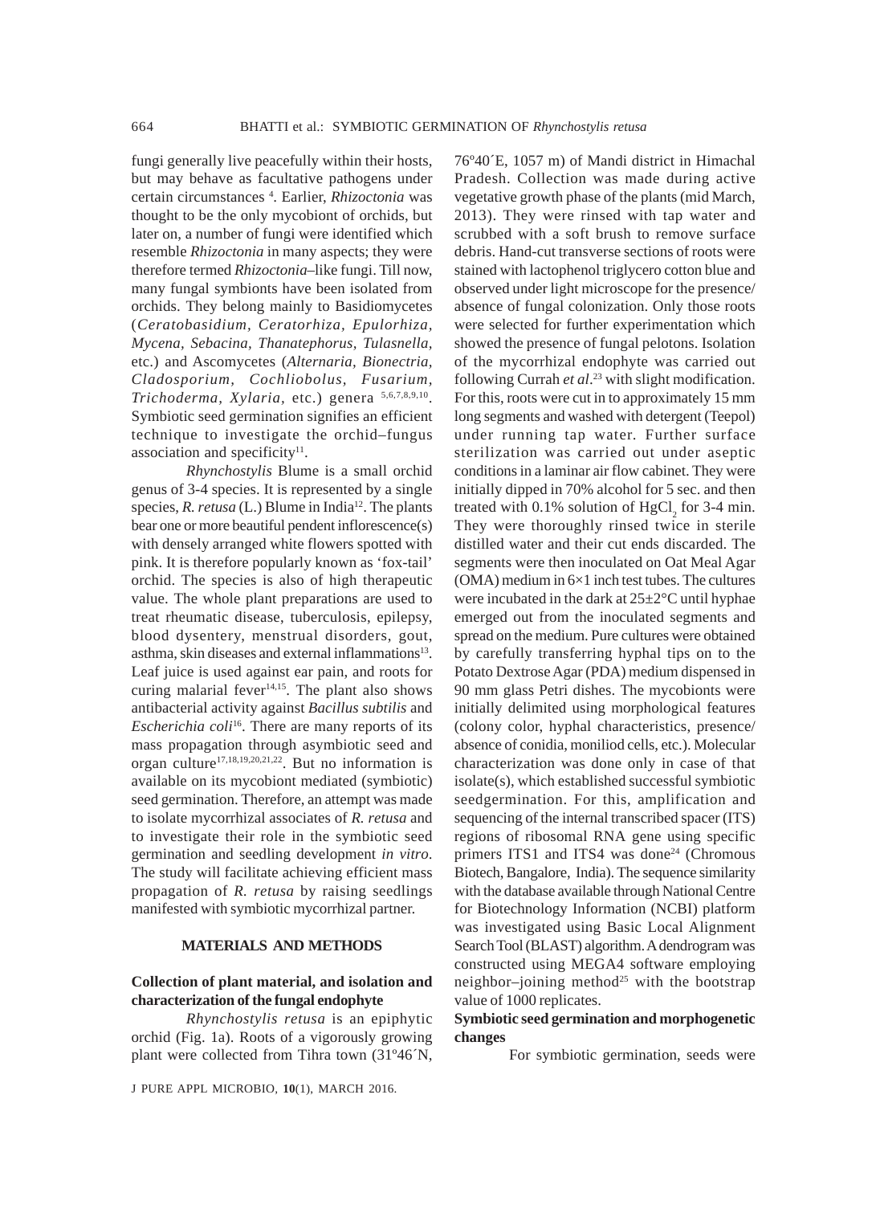fungi generally live peacefully within their hosts, but may behave as facultative pathogens under certain circumstances [4]. Earlier, *Rhizoctonia* was thought to be the only mycobiont of orchids, but later on, a number of fungi were identified which resemble *Rhizoctonia* in many aspects; they were therefore termed *Rhizoctonia*–like fungi. Till now, many fungal symbionts have been isolated from orchids. They belong mainly to Basidiomycetes (*Ceratobasidium, Ceratorhiza, Epulorhiza, Mycena, Sebacina, Thanatephorus, Tulasnella*, etc.) and Ascomycetes (*Alternaria, Bionectria, Cladosporium, Cochliobolus, Fusarium, Trichoderma, Xylaria*, etc.) genera [5,6,7,8,9,10]. Symbiotic seed germination signifies an efficient technique to investigate the orchid–fungus association and specificity[11].

*Rhynchostylis* Blume is a small orchid genus of 3-4 species. It is represented by a single species, *R. retusa* (L.) Blume in India[12]. The plants bear one or more beautiful pendent inflorescence(s) with densely arranged white flowers spotted with pink. It is therefore popularly known as 'fox-tail' orchid. The species is also of high therapeutic value. The whole plant preparations are used to treat rheumatic disease, tuberculosis, epilepsy, blood dysentery, menstrual disorders, gout, asthma, skin diseases and external inflammations[13]. Leaf juice is used against ear pain, and roots for curing malarial fever[14,15]. The plant also shows antibacterial activity against *Bacillus subtilis* and *Escherichia coli*[16]. There are many reports of its mass propagation through asymbiotic seed and organ culture[17,18,19,20,21,22]. But no information is available on its mycobiont mediated (symbiotic) seed germination. Therefore, an attempt was made to isolate mycorrhizal associates of *R. retusa* and to investigate their role in the symbiotic seed germination and seedling development *in vitro*. The study will facilitate achieving efficient mass propagation of *R. retusa* by raising seedlings manifested with symbiotic mycorrhizal partner.

## MATERIALS AND METHODS

### Collection of plant material, and isolation and characterization of the fungal endophyte

*Rhynchostylis retusa* is an epiphytic orchid (Fig. 1a). Roots of a vigorously growing plant were collected from Tihra town (31º46´N, 76º40´E, 1057 m) of Mandi district in Himachal Pradesh. Collection was made during active vegetative growth phase of the plants (mid March, 2013). They were rinsed with tap water and scrubbed with a soft brush to remove surface debris. Hand-cut transverse sections of roots were stained with lactophenol triglycero cotton blue and observed under light microscope for the presence/absence of fungal colonization. Only those roots were selected for further experimentation which showed the presence of fungal pelotons. Isolation of the mycorrhizal endophyte was carried out following Currah *et al*.[23] with slight modification. For this, roots were cut in to approximately 15 mm long segments and washed with detergent (Teepol) under running tap water. Further surface sterilization was carried out under aseptic conditions in a laminar air flow cabinet. They were initially dipped in 70% alcohol for 5 sec. and then treated with 0.1% solution of $HgCl_2$ for 3-4 min. They were thoroughly rinsed twice in sterile distilled water and their cut ends discarded. The segments were then inoculated on Oat Meal Agar (OMA) medium in 6×1 inch test tubes. The cultures were incubated in the dark at 25±2°C until hyphae emerged out from the inoculated segments and spread on the medium. Pure cultures were obtained by carefully transferring hyphal tips on to the Potato Dextrose Agar (PDA) medium dispensed in 90 mm glass Petri dishes. The mycobionts were initially delimited using morphological features (colony color, hyphal characteristics, presence/absence of conidia, moniliod cells, etc.). Molecular characterization was done only in case of that isolate(s), which established successful symbiotic seedgermination. For this, amplification and sequencing of the internal transcribed spacer (ITS) regions of ribosomal RNA gene using specific primers ITS1 and ITS4 was done[24] (Chromous Biotech, Bangalore, India). The sequence similarity with the database available through National Centre for Biotechnology Information (NCBI) platform was investigated using Basic Local Alignment Search Tool (BLAST) algorithm. A dendrogram was constructed using MEGA4 software employing neighbor–joining method[25] with the bootstrap value of 1000 replicates.

### Symbiotic seed germination and morphogenetic changes

For symbiotic germination, seeds were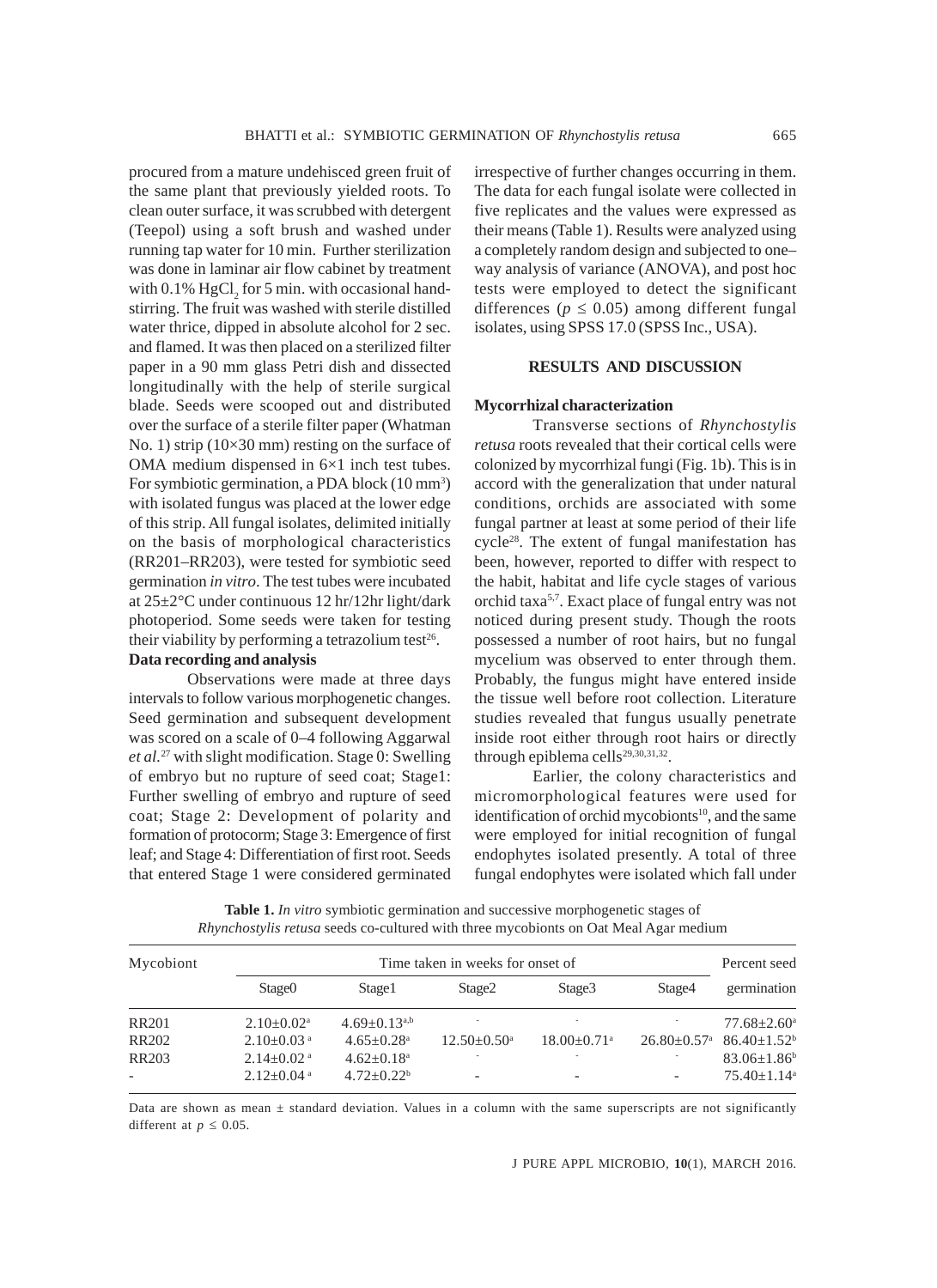procured from a mature undehisced green fruit of the same plant that previously yielded roots. To clean outer surface, it was scrubbed with detergent (Teepol) using a soft brush and washed under running tap water for 10 min. Further sterilization was done in laminar air flow cabinet by treatment with 0.1% $HgCl_2$ for 5 min. with occasional hand-stirring. The fruit was washed with sterile distilled water thrice, dipped in absolute alcohol for 2 sec. and flamed. It was then placed on a sterilized filter paper in a 90 mm glass Petri dish and dissected longitudinally with the help of sterile surgical blade. Seeds were scooped out and distributed over the surface of a sterile filter paper (Whatman No. 1) strip (10×30 mm) resting on the surface of OMA medium dispensed in 6×1 inch test tubes. For symbiotic germination, a PDA block (10 $mm^3$) with isolated fungus was placed at the lower edge of this strip. All fungal isolates, delimited initially on the basis of morphological characteristics (RR201–RR203), were tested for symbiotic seed germination *in vitro*. The test tubes were incubated at 25±2°C under continuous 12 hr/12hr light/dark photoperiod. Some seeds were taken for testing their viability by performing a tetrazolium test[26].

**Data recording and analysis**

Observations were made at three days intervals to follow various morphogenetic changes. Seed germination and subsequent development was scored on a scale of 0–4 following Aggarwal *et al.*[27] with slight modification. Stage 0: Swelling of embryo but no rupture of seed coat; Stage1: Further swelling of embryo and rupture of seed coat; Stage 2: Development of polarity and formation of protocorm; Stage 3: Emergence of first leaf; and Stage 4: Differentiation of first root. Seeds that entered Stage 1 were considered germinated irrespective of further changes occurring in them. The data for each fungal isolate were collected in five replicates and the values were expressed as their means (Table 1). Results were analyzed using a completely random design and subjected to one–way analysis of variance (ANOVA), and post hoc tests were employed to detect the significant differences ($p \leq 0.05$) among different fungal isolates, using SPSS 17.0 (SPSS Inc., USA).

## RESULTS AND DISCUSSION

**Mycorrhizal characterization**

Transverse sections of *Rhynchostylis retusa* roots revealed that their cortical cells were colonized by mycorrhizal fungi (Fig. 1b). This is in accord with the generalization that under natural conditions, orchids are associated with some fungal partner at least at some period of their life cycle[28]. The extent of fungal manifestation has been, however, reported to differ with respect to the habit, habitat and life cycle stages of various orchid taxa[5,7]. Exact place of fungal entry was not noticed during present study. Though the roots possessed a number of root hairs, but no fungal mycelium was observed to enter through them. Probably, the fungus might have entered inside the tissue well before root collection. Literature studies revealed that fungus usually penetrate inside root either through root hairs or directly through epiblema cells[29,30,31,32].

Earlier, the colony characteristics and micromorphological features were used for identification of orchid mycobionts[10], and the same were employed for initial recognition of fungal endophytes isolated presently. A total of three fungal endophytes were isolated which fall under

**Table 1.** *In vitro* symbiotic germination and successive morphogenetic stages of *Rhynchostylis retusa* seeds co-cultured with three mycobionts on Oat Meal Agar medium

| Mycobiont | Time taken in weeks for onset of | | | | | Percent seed germination |
|---|---|---|---|---|---|---|
| | Stage0 | Stage1 | Stage2 | Stage3 | Stage4 | |
| RR201 | 2.10±0.02$^{a}$ | 4.69±0.13$^{a,b}$ | - | - | - | 77.68±2.60$^{a}$ |
| RR202 | 2.10±0.03$^{a}$ | 4.65±0.28$^{a}$ | 12.50±0.50$^{a}$ | 18.00±0.71$^{a}$ | 26.80±0.57$^{a}$ | 86.40±1.52$^{b}$ |
| RR203 | 2.14±0.02$^{a}$ | 4.62±0.18$^{a}$ | - | - | - | 83.06±1.86$^{b}$ |
| - | 2.12±0.04$^{a}$ | 4.72±0.22$^{b}$ | - | - | - | 75.40±1.14$^{a}$ |

Data are shown as mean ± standard deviation. Values in a column with the same superscripts are not significantly different at $p \leq 0.05$.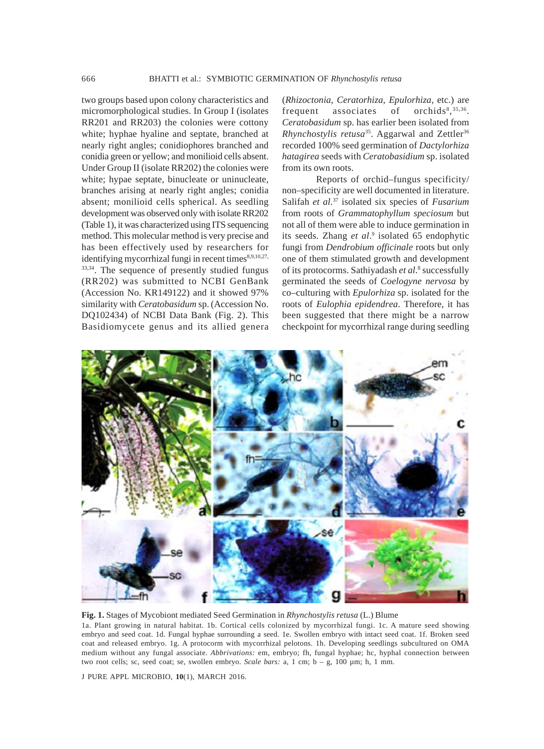two groups based upon colony characteristics and micromorphological studies. In Group I (isolates RR201 and RR203) the colonies were cottony white; hyphae hyaline and septate, branched at nearly right angles; conidiophores branched and conidia green or yellow; and monilioid cells absent. Under Group II (isolate RR202) the colonies were white; hypae septate, binucleate or uninucleate, branches arising at nearly right angles; conidia absent; monilioid cells spherical. As seedling development was observed only with isolate RR202 (Table 1), it was characterized using ITS sequencing method. This molecular method is very precise and has been effectively used by researchers for identifying mycorrhizal fungi in recent times[8,9,10,27,33,34]. The sequence of presently studied fungus (RR202) was submitted to NCBI GenBank (Accession No. KR149122) and it showed 97% similarity with *Ceratobasidum* sp. (Accession No. DQ102434) of NCBI Data Bank (Fig. 2). This Basidiomycete genus and its allied genera (*Rhizoctonia*, *Ceratorhiza*, *Epulorhiza*, etc.) are frequent associates of orchids[8],[35,36]. *Ceratobasidum* sp. has earlier been isolated from *Rhynchostylis retusa*[35]. Aggarwal and Zettler[36] recorded 100% seed germination of *Dactylorhiza hatagirea* seeds with *Ceratobasidium* sp. isolated from its own roots.

Reports of orchid–fungus specificity/ non–specificity are well documented in literature. Salifah *et al*.[37] isolated six species of *Fusarium* from roots of *Grammatophyllum speciosum* but not all of them were able to induce germination in its seeds. Zhang *et al*.[9] isolated 65 endophytic fungi from *Dendrobium officinale* roots but only one of them stimulated growth and development of its protocorms. Sathiyadash *et al*.[8] successfully germinated the seeds of *Coelogyne nervosa* by co–culturing with *Epulorhiza* sp. isolated for the roots of *Eulophia epidendrea*. Therefore, it has been suggested that there might be a narrow checkpoint for mycorrhizal range during seedling

**Fig. 1.** Stages of Mycobiont mediated Seed Germination in *Rhynchostylis retusa* (L.) Blume

1a. Plant growing in natural habitat. 1b. Cortical cells colonized by mycorrhizal fungi. 1c. A mature seed showing embryo and seed coat. 1d. Fungal hyphae surrounding a seed. 1e. Swollen embryo with intact seed coat. 1f. Broken seed coat and released embryo. 1g. A protocorm with mycorrhizal pelotons. 1h. Developing seedlings subcultured on OMA medium without any fungal associate. *Abbrivations:* em, embryo; fh, fungal hyphae; hc, hyphal connection between two root cells; sc, seed coat; se, swollen embryo. *Scale bars:* a, 1 cm; b – g, 100 µm; h, 1 mm.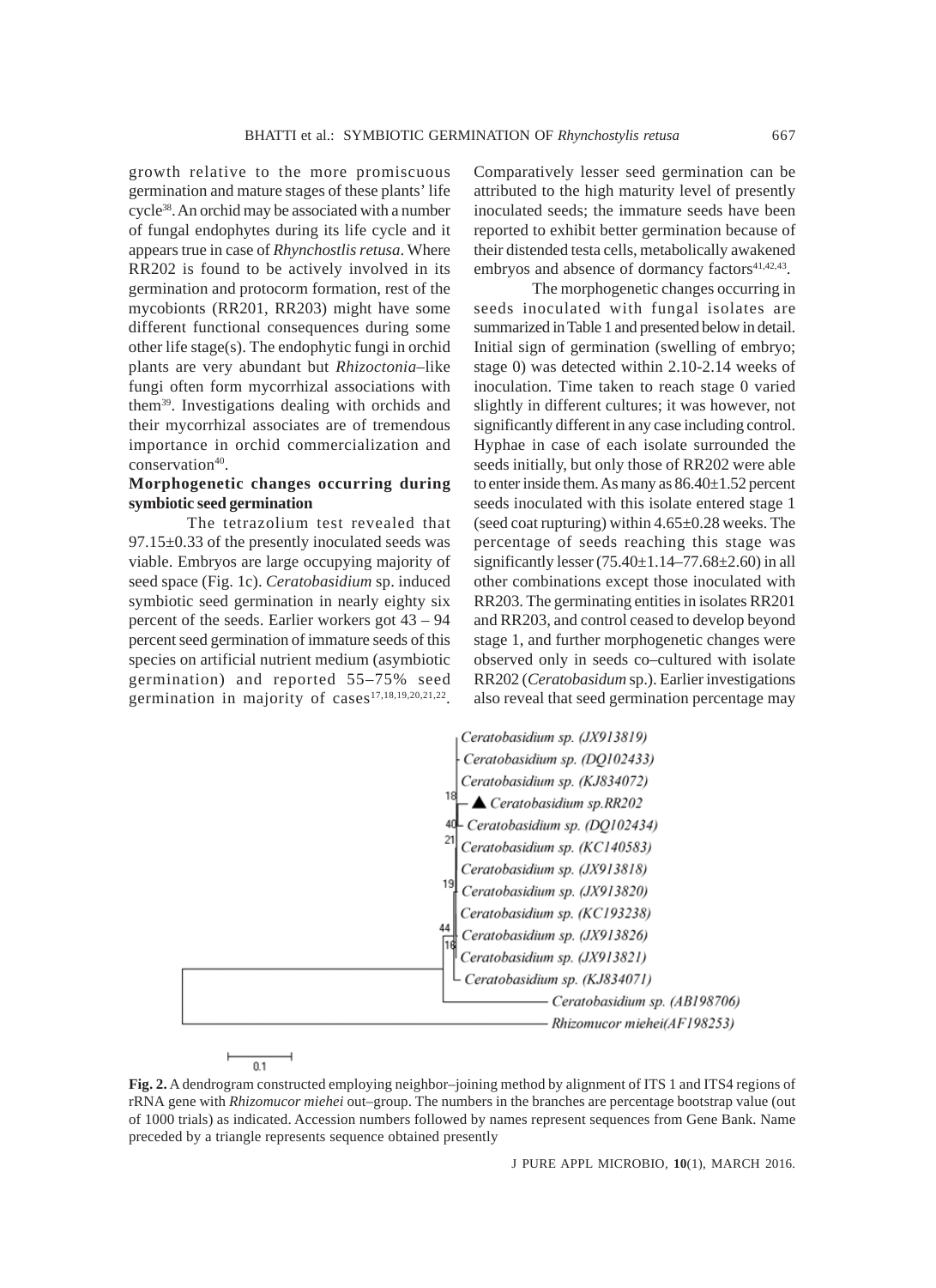growth relative to the more promiscuous germination and mature stages of these plants' life cycle[38]. An orchid may be associated with a number of fungal endophytes during its life cycle and it appears true in case of *Rhynchostlis retusa*. Where RR202 is found to be actively involved in its germination and protocorm formation, rest of the mycobionts (RR201, RR203) might have some different functional consequences during some other life stage(s). The endophytic fungi in orchid plants are very abundant but *Rhizoctonia*–like fungi often form mycorrhizal associations with them[39]. Investigations dealing with orchids and their mycorrhizal associates are of tremendous importance in orchid commercialization and conservation[40].

**Morphogenetic changes occurring during symbiotic seed germination**

The tetrazolium test revealed that 97.15±0.33 of the presently inoculated seeds was viable. Embryos are large occupying majority of seed space (Fig. 1c). *Ceratobasidium* sp. induced symbiotic seed germination in nearly eighty six percent of the seeds. Earlier workers got 43 – 94 percent seed germination of immature seeds of this species on artificial nutrient medium (asymbiotic germination) and reported 55–75% seed germination in majority of cases[17,18,19,20,21,22]. Comparatively lesser seed germination can be attributed to the high maturity level of presently inoculated seeds; the immature seeds have been reported to exhibit better germination because of their distended testa cells, metabolically awakened embryos and absence of dormancy factors[41,42,43].

The morphogenetic changes occurring in seeds inoculated with fungal isolates are summarized in Table 1 and presented below in detail. Initial sign of germination (swelling of embryo; stage 0) was detected within 2.10-2.14 weeks of inoculation. Time taken to reach stage 0 varied slightly in different cultures; it was however, not significantly different in any case including control. Hyphae in case of each isolate surrounded the seeds initially, but only those of RR202 were able to enter inside them. As many as 86.40±1.52 percent seeds inoculated with this isolate entered stage 1 (seed coat rupturing) within 4.65±0.28 weeks. The percentage of seeds reaching this stage was significantly lesser (75.40±1.14–77.68±2.60) in all other combinations except those inoculated with RR203. The germinating entities in isolates RR201 and RR203, and control ceased to develop beyond stage 1, and further morphogenetic changes were observed only in seeds co–cultured with isolate RR202 (*Ceratobasidium* sp.). Earlier investigations also reveal that seed germination percentage may

**Fig. 2.** A dendrogram constructed employing neighbor–joining method by alignment of ITS 1 and ITS4 regions of rRNA gene with *Rhizomucor miehei* out–group. The numbers in the branches are percentage bootstrap value (out of 1000 trials) as indicated. Accession numbers followed by names represent sequences from Gene Bank. Name preceded by a triangle represents sequence obtained presently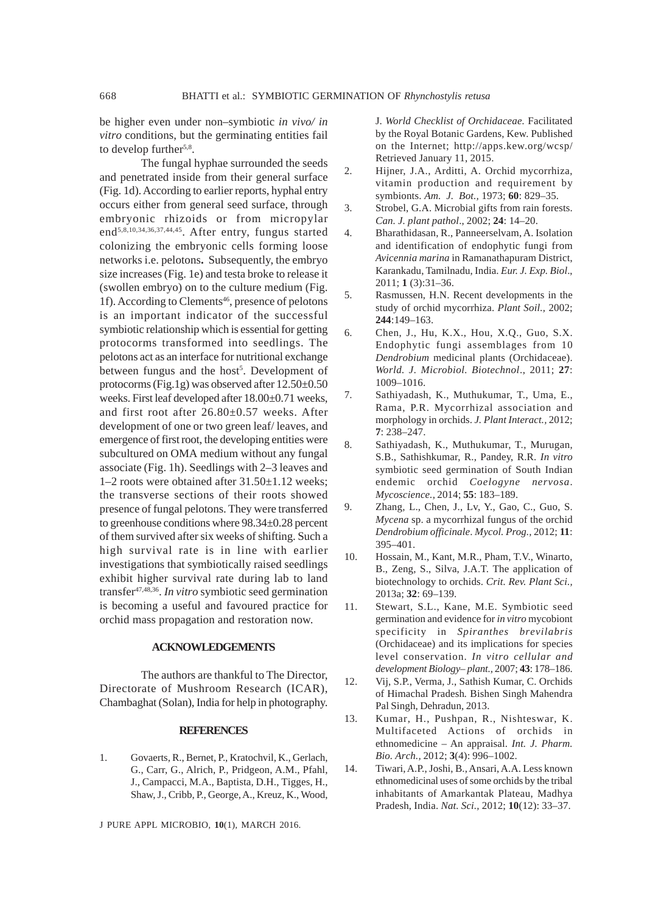be higher even under non–symbiotic *in vivo/ in vitro* conditions, but the germinating entities fail to develop further[5,8].

The fungal hyphae surrounded the seeds and penetrated inside from their general surface (Fig. 1d). According to earlier reports, hyphal entry occurs either from general seed surface, through embryonic rhizoids or from micropylar end[5,8,10,34,36,37,44,45]. After entry, fungus started colonizing the embryonic cells forming loose networks i.e. pelotons**.** Subsequently, the embryo size increases (Fig. 1e) and testa broke to release it (swollen embryo) on to the culture medium (Fig. 1f). According to Clements[46], presence of pelotons is an important indicator of the successful symbiotic relationship which is essential for getting protocorms transformed into seedlings. The pelotons act as an interface for nutritional exchange between fungus and the host[5]. Development of protocorms (Fig.1g) was observed after 12.50±0.50 weeks. First leaf developed after 18.00±0.71 weeks, and first root after 26.80±0.57 weeks. After development of one or two green leaf/ leaves, and emergence of first root, the developing entities were subcultured on OMA medium without any fungal associate (Fig. 1h). Seedlings with 2–3 leaves and 1–2 roots were obtained after 31.50±1.12 weeks; the transverse sections of their roots showed presence of fungal pelotons. They were transferred to greenhouse conditions where 98.34±0.28 percent of them survived after six weeks of shifting. Such a high survival rate is in line with earlier investigations that symbiotically raised seedlings exhibit higher survival rate during lab to land transfer[47,48,36]. *In vitro* symbiotic seed germination is becoming a useful and favoured practice for orchid mass propagation and restoration now.

## ACKNOWLEDGEMENTS

The authors are thankful to The Director, Directorate of Mushroom Research (ICAR), Chambaghat (Solan), India for help in photography.

## REFERENCES

1. Govaerts, R., Bernet, P., Kratochvil, K., Gerlach, G., Carr, G., Alrich, P., Pridgeon, A.M., Pfahl, J., Campacci, M.A., Baptista, D.H., Tigges, H., Shaw, J., Cribb, P., George, A., Kreuz, K., Wood, J. *World Checklist of Orchidaceae.* Facilitated by the Royal Botanic Gardens, Kew. Published on the Internet; http://apps.kew.org/wcsp/ Retrieved January 11, 2015.
2. Hijner, J.A., Arditti, A. Orchid mycorrhiza, vitamin production and requirement by symbionts. *Am. J. Bot.,* 1973; **60**: 829–35.
3. Strobel, G.A. Microbial gifts from rain forests. *Can. J. plant pathol*., 2002; **24**: 14–20.
4. Bharathidasan, R., Panneerselvam, A. Isolation and identification of endophytic fungi from *Avicennia marina* in Ramanathapuram District, Karankadu, Tamilnadu, India. *Eur. J. Exp. Biol*., 2011; **1** (3):31–36.
5. Rasmussen, H.N. Recent developments in the study of orchid mycorrhiza. *Plant Soil.,* 2002; **244**:149–163.
6. Chen, J., Hu, K.X., Hou, X.Q., Guo, S.X. Endophytic fungi assemblages from 10 *Dendrobium* medicinal plants (Orchidaceae). *World. J. Microbiol. Biotechnol*., 2011; **27**: 1009–1016.
7. Sathiyadash, K., Muthukumar, T., Uma, E., Rama, P.R. Mycorrhizal association and morphology in orchids. *J. Plant Interact.*, 2012; **7**: 238–247.
8. Sathiyadash, K., Muthukumar, T., Murugan, S.B., Sathishkumar, R., Pandey, R.R. *In vitro* symbiotic seed germination of South Indian endemic orchid *Coelogyne nervosa*. *Mycoscience.,* 2014; **55**: 183–189.
9. Zhang, L., Chen, J., Lv, Y., Gao, C., Guo, S. *Mycena* sp. a mycorrhizal fungus of the orchid *Dendrobium officinale*. *Mycol. Prog.*, 2012; **11**: 395–401.
10. Hossain, M., Kant, M.R., Pham, T.V., Winarto, B., Zeng, S., Silva, J.A.T. The application of biotechnology to orchids. *Crit. Rev. Plant Sci.,* 2013a; **32**: 69–139.
11. Stewart, S.L., Kane, M.E. Symbiotic seed germination and evidence for *in vitro* mycobiont specificity in *Spiranthes brevilabris* (Orchidaceae) and its implications for species level conservation. *In vitro cellular and development Biology– plant.,* 2007; **43**: 178–186.
12. Vij, S.P., Verma, J., Sathish Kumar, C. Orchids of Himachal Pradesh*.* Bishen Singh Mahendra Pal Singh, Dehradun, 2013.
13. Kumar, H., Pushpan, R., Nishteswar, K. Multifaceted Actions of orchids in ethnomedicine – An appraisal. *Int. J. Pharm. Bio. Arch.,* 2012; **3**(4): 996–1002.
14. Tiwari, A.P., Joshi, B., Ansari, A.A. Less known ethnomedicinal uses of some orchids by the tribal inhabitants of Amarkantak Plateau, Madhya Pradesh, India. *Nat. Sci.,* 2012; **10**(12): 33–37.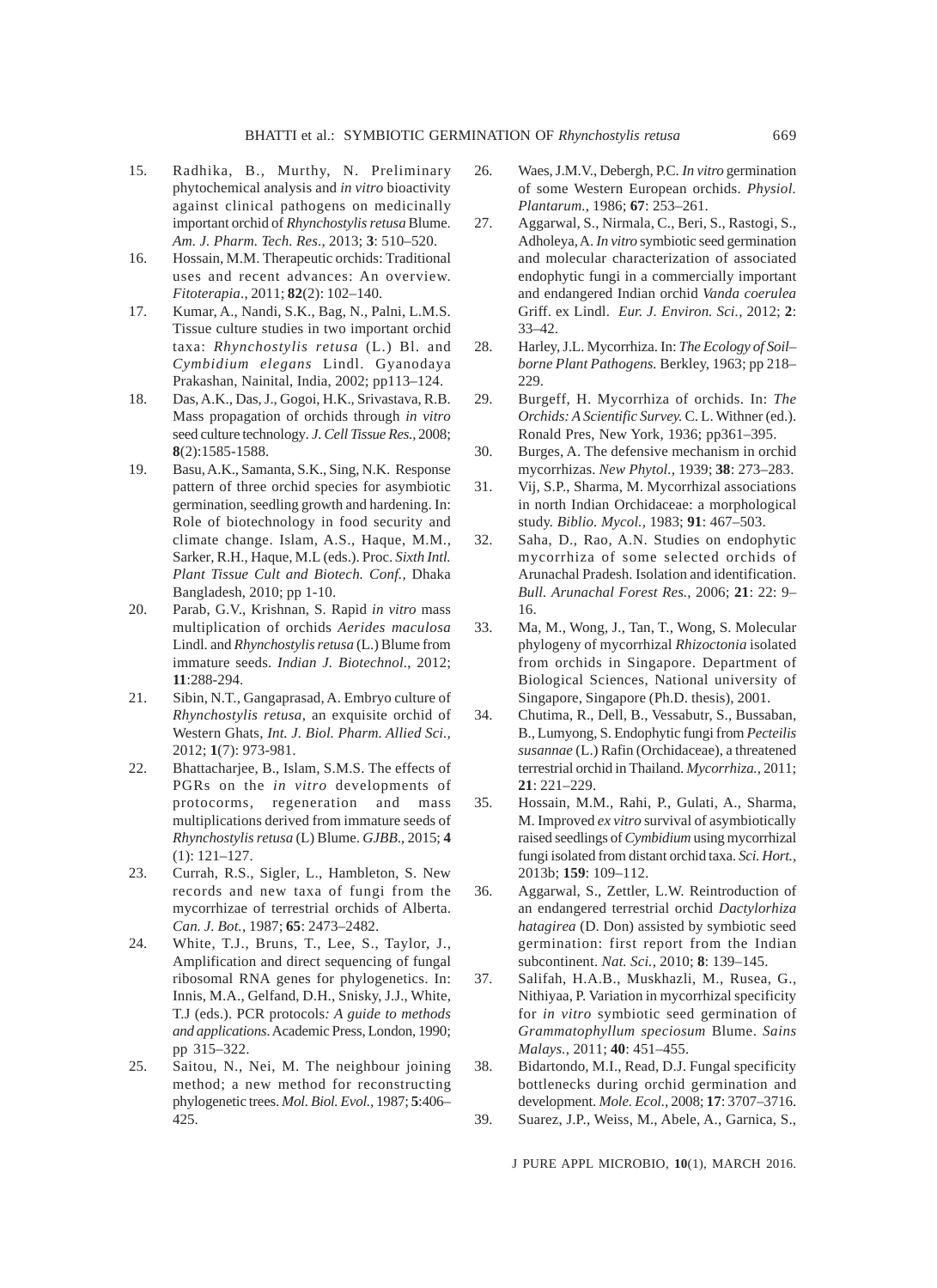15. Radhika, B., Murthy, N. Preliminary phytochemical analysis and *in vitro* bioactivity against clinical pathogens on medicinally important orchid of *Rhynchostylis retusa* Blume. *Am. J. Pharm. Tech. Res.*, 2013; **3**: 510–520.
16. Hossain, M.M. Therapeutic orchids: Traditional uses and recent advances: An overview. *Fitoterapia.*, 2011; **82**(2): 102–140.
17. Kumar, A., Nandi, S.K., Bag, N., Palni, L.M.S. Tissue culture studies in two important orchid taxa: *Rhynchostylis retusa* (L.) Bl. and *Cymbidium elegans* Lindl. Gyanodaya Prakashan, Nainital, India, 2002; pp113–124.
18. Das, A.K., Das, J., Gogoi, H.K., Srivastava, R.B. Mass propagation of orchids through *in vitro* seed culture technology. *J. Cell Tissue Res.*, 2008; **8**(2):1585-1588.
19. Basu, A.K., Samanta, S.K., Sing, N.K. Response pattern of three orchid species for asymbiotic germination, seedling growth and hardening. In: Role of biotechnology in food security and climate change. Islam, A.S., Haque, M.M., Sarker, R.H., Haque, M.L (eds.). Proc. *Sixth Intl. Plant Tissue Cult and Biotech. Conf.,* Dhaka Bangladesh, 2010; pp 1-10.
20. Parab, G.V., Krishnan, S. Rapid *in vitro* mass multiplication of orchids *Aerides maculosa* Lindl. and *Rhynchostylis retusa* (L.) Blume from immature seeds. *Indian J. Biotechnol*., 2012; **11**:288-294.
21. Sibin, N.T., Gangaprasad, A. Embryo culture of *Rhynchostylis retusa*, an exquisite orchid of Western Ghats, *Int. J. Biol. Pharm. Allied Sci.*, 2012; **1**(7): 973-981.
22. Bhattacharjee, B., Islam, S.M.S. The effects of PGRs on the *in vitro* developments of protocorms, regeneration and mass multiplications derived from immature seeds of *Rhynchostylis retusa* (L) Blume. *GJBB*., 2015; **4** (1): 121–127.
23. Currah, R.S., Sigler, L., Hambleton, S. New records and new taxa of fungi from the mycorrhizae of terrestrial orchids of Alberta. *Can. J. Bot.*, 1987; **65**: 2473–2482.
24. White, T.J., Bruns, T., Lee, S., Taylor, J., Amplification and direct sequencing of fungal ribosomal RNA genes for phylogenetics. In: Innis, M.A., Gelfand, D.H., Snisky, J.J., White, T.J (eds.). PCR protocols*: A guide to methods and applications*. Academic Press, London, 1990; pp 315–322.
25. Saitou, N., Nei, M. The neighbour joining method; a new method for reconstructing phylogenetic trees. *Mol. Biol. Evol.*, 1987; **5**:406–425.
26. Waes, J.M.V., Debergh, P.C. *In vitro* germination of some Western European orchids. *Physiol. Plantarum.*, 1986; **67**: 253–261.
27. Aggarwal, S., Nirmala, C., Beri, S., Rastogi, S., Adholeya, A. *In vitro* symbiotic seed germination and molecular characterization of associated endophytic fungi in a commercially important and endangered Indian orchid *Vanda coerulea* Griff. ex Lindl. *Eur. J. Environ. Sci.*, 2012; **2**: 33–42.
28. Harley, J.L. Mycorrhiza. In: *The Ecology of Soil–borne Plant Pathogens.* Berkley, 1963; pp 218–229.
29. Burgeff, H. Mycorrhiza of orchids. In: *The Orchids: A Scientific Survey.* C. L. Withner (ed.). Ronald Pres, New York, 1936; pp361–395.
30. Burges, A. The defensive mechanism in orchid mycorrhizas. *New Phytol.*, 1939; **38**: 273–283.
31. Vij, S.P., Sharma, M. Mycorrhizal associations in north Indian Orchidaceae: a morphological study. *Biblio. Mycol.*, 1983; **91**: 467–503.
32. Saha, D., Rao, A.N. Studies on endophytic mycorrhiza of some selected orchids of Arunachal Pradesh. Isolation and identification. *Bull. Arunachal Forest Res.,* 2006; **21**: 22: 9–16.
33. Ma, M., Wong, J., Tan, T., Wong, S. Molecular phylogeny of mycorrhizal *Rhizoctonia* isolated from orchids in Singapore. Department of Biological Sciences, National university of Singapore, Singapore (Ph.D. thesis), 2001.
34. Chutima, R., Dell, B., Vessabutr, S., Bussaban, B., Lumyong, S. Endophytic fungi from *Pecteilis susannae* (L.) Rafin (Orchidaceae), a threatened terrestrial orchid in Thailand. *Mycorrhiza.*, 2011; **21**: 221–229.
35. Hossain, M.M., Rahi, P., Gulati, A., Sharma, M. Improved *ex vitro* survival of asymbiotically raised seedlings of *Cymbidium* using mycorrhizal fungi isolated from distant orchid taxa. *Sci. Hort.*, 2013b; **159**: 109–112.
36. Aggarwal, S., Zettler, L.W. Reintroduction of an endangered terrestrial orchid *Dactylorhiza hatagirea* (D. Don) assisted by symbiotic seed germination: first report from the Indian subcontinent. *Nat. Sci.*, 2010; **8**: 139–145.
37. Salifah, H.A.B., Muskhazli, M., Rusea, G., Nithiyaa, P. Variation in mycorrhizal specificity for *in vitro* symbiotic seed germination of *Grammatophyllum speciosum* Blume. *Sains Malays.*, 2011; **40**: 451–455.
38. Bidartondo, M.I., Read, D.J. Fungal specificity bottlenecks during orchid germination and development. *Mole. Ecol.*, 2008; **17**: 3707–3716.
39. Suarez, J.P., Weiss, M., Abele, A., Garnica, S.,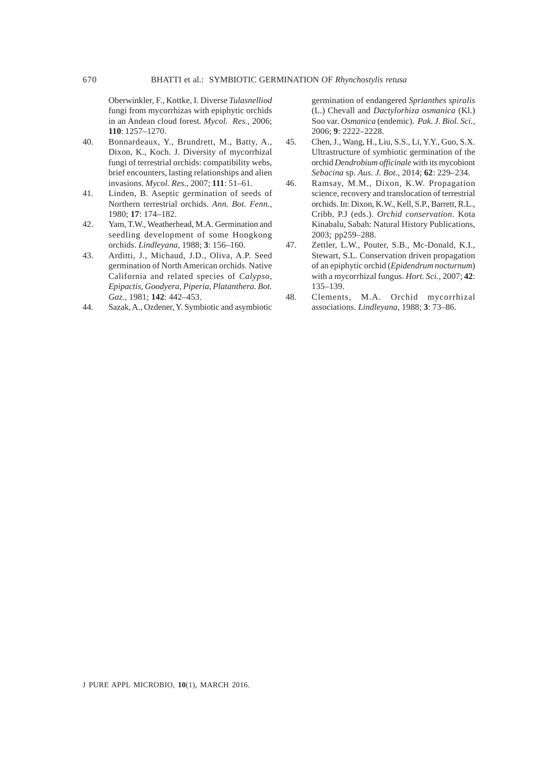Oberwinkler, F., Kottke, I. Diverse *Tulasnelliod* fungi from mycorrhizas with epiphytic orchids in an Andean cloud forest. *Mycol. Res.*, 2006; **110**: 1257–1270.

40. Bonnardeaux, Y., Brundrett, M., Batty, A., Dixon, K., Koch. J. Diversity of mycorrhizal fungi of terrestrial orchids: compatibility webs, brief encounters, lasting relationships and alien invasions. *Mycol. Res.*, 2007; **111**: 51–61.
41. Linden, B. Aseptic germination of seeds of Northern terrestrial orchids. *Ann. Bot. Fenn.*, 1980; **17**: 174–182.
42. Yam, T.W., Weatherhead, M.A. Germination and seedling development of some Hongkong orchids. *Lindleyana*, 1988; **3**: 156–160.
43. Arditti, J., Michaud, J.D., Oliva, A.P. Seed germination of North American orchids. Native California and related species of *Calypso*, *Epipactis*, *Goodyera*, *Piperia*, *Platanthera*. *Bot. Gaz.*, 1981; **142**: 442–453.
44. Sazak, A., Ozdener, Y. Symbiotic and asymbiotic germination of endangered *Sprianthes spiralis* (L.) Chevall and *Dactylorhiza osmanica* (Kl.) Soo var. *Osmanica* (endemic). *Pak. J. Biol. Sci.*, 2006; **9**: 2222–2228.
45. Chen, J., Wang, H., Liu, S.S., Li, Y.Y., Guo, S.X. Ultrastructure of symbiotic germination of the orchid *Dendrobium officinale* with its mycobiont *Sebacina* sp. *Aus. J. Bot.*, 2014; **62**: 229–234.
46. Ramsay, M.M., Dixon, K.W. Propagation science, recovery and translocation of terrestrial orchids. In: Dixon, K.W., Kell, S.P., Barrett, R.L., Cribb, P.J (eds.). *Orchid conservation*. Kota Kinabalu, Sabah: Natural History Publications, 2003; pp259–288.
47. Zettler, L.W., Pouter, S.B., Mc-Donald, K.I., Stewart, S.L. Conservation driven propagation of an epiphytic orchid (*Epidendrum nocturnum*) with a mycorrhizal fungus. *Hort. Sci.*, 2007; **42**: 135–139.
48. Clements, M.A. Orchid mycorrhizal associations. *Lindleyana*, 1988; **3**: 73–86.